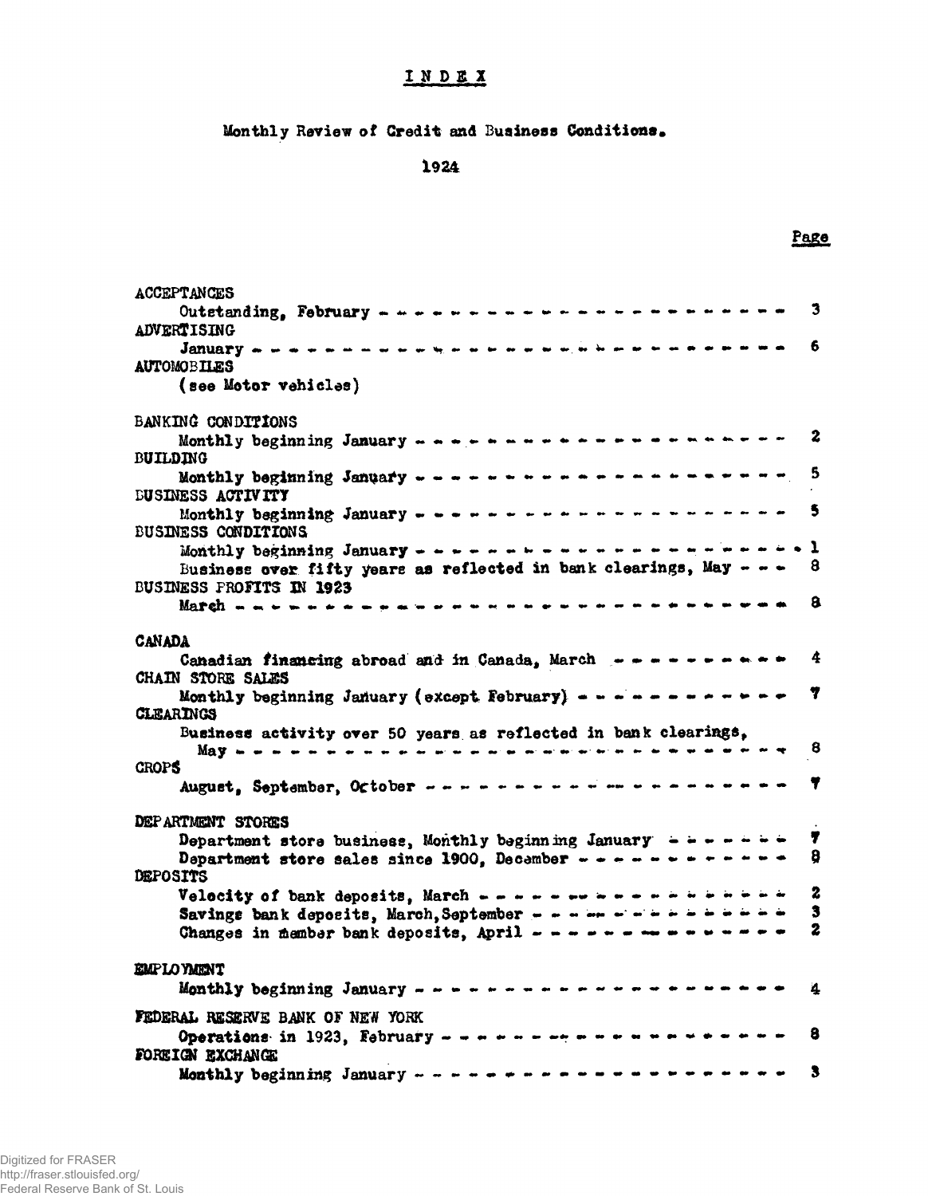# INDEX

## Monthly Review of Credit and Business Conditions.

## 1924

| | Page |
|---|---|
| **ACCEPTANCES** | |
| Outstanding, February | 3 |
| **ADVERTISING** | |
| January | 6 |
| **AUTOMOBILES** | |
| (see Motor vehicles) | |
| **BANKING CONDITIONS** | |
| Monthly beginning January | 2 |
| **BUILDING** | |
| Monthly beginning January | 5 |
| **BUSINESS ACTIVITY** | |
| Monthly beginning January | 5 |
| **BUSINESS CONDITIONS** | |
| Monthly beginning January | 1 |
| Business over fifty years as reflected in bank clearings, May | 8 |
| **BUSINESS PROFITS IN 1923** | |
| March | 8 |
| **CANADA** | |
| Canadian financing abroad and in Canada, March | 4 |
| **CHAIN STORE SALES** | |
| Monthly beginning January (except February) | 7 |
| **CLEARINGS** | |
| Business activity over 50 years as reflected in bank clearings, May | 8 |
| **CROPS** | |
| August, September, October | 7 |
| **DEPARTMENT STORES** | |
| Department store business, Monthly beginning January | 7 |
| Department store sales since 1900, December | 8 |
| **DEPOSITS** | |
| Velocity of bank deposits, March | 2 |
| Savings bank deposits, March, September | 3 |
| Changes in member bank deposits, April | 2 |
| **EMPLOYMENT** | |
| Monthly beginning January | 4 |
| **FEDERAL RESERVE BANK OF NEW YORK** | |
| Operations in 1923, February | 8 |
| **FOREIGN EXCHANGE** | |
| Monthly beginning January | 3 |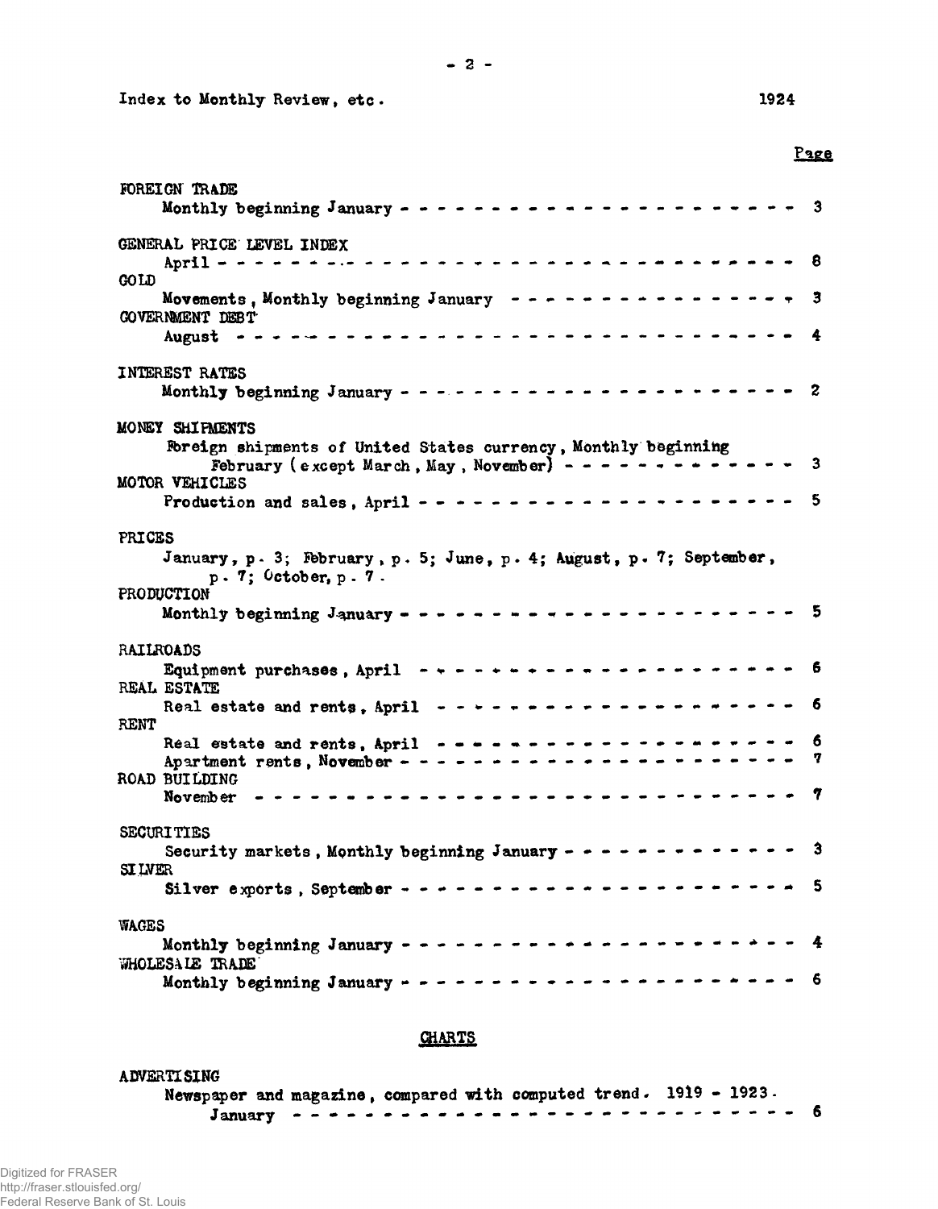Index to Monthly Review, etc. 1924

Page

FOREIGN TRADE
- Monthly beginning January - - - - - - - - - - - - - - - - - - - - - - 3

GENERAL PRICE LEVEL INDEX
- April - - - - - - - - - - - - - - - - - - - - - - - - - - - - - - - - 8

GOLD
- Movements, Monthly beginning January - - - - - - - - - - - - - - - - - 3

GOVERNMENT DEBT
- August - - - - - - - - - - - - - - - - - - - - - - - - - - - - - - - 4

INTEREST RATES
- Monthly beginning January - - - - - - - - - - - - - - - - - - - - - - 2

MONEY SHIPMENTS
- Foreign shipments of United States currency, Monthly beginning February (except March, May, November) - - - - - - - - - - - - - 3

MOTOR VEHICLES
- Production and sales, April - - - - - - - - - - - - - - - - - - - - - 5

PRICES
- January, p. 3; February, p. 5; June, p. 4; August, p. 7; September, p. 7; October, p. 7.

PRODUCTION
- Monthly beginning January - - - - - - - - - - - - - - - - - - - - - - 5

RAILROADS
- Equipment purchases, April - - - - - - - - - - - - - - - - - - - - - 6

REAL ESTATE
- Real estate and rents, April - - - - - - - - - - - - - - - - - - - - 6

RENT
- Real estate and rents, April - - - - - - - - - - - - - - - - - - - - 6
- Apartment rents, November - - - - - - - - - - - - - - - - - - - - - - 7

ROAD BUILDING
- November - - - - - - - - - - - - - - - - - - - - - - - - - - - - - - 7

SECURITIES
- Security markets, Monthly beginning January - - - - - - - - - - - - - 3

SILVER
- Silver exports, September - - - - - - - - - - - - - - - - - - - - - - 5

WAGES
- Monthly beginning January - - - - - - - - - - - - - - - - - - - - - - 4

WHOLESALE TRADE
- Monthly beginning January - - - - - - - - - - - - - - - - - - - - - - 6

## CHARTS

ADVERTISING
- Newspaper and magazine, compared with computed trend. 1919 - 1923. January - - - - - - - - - - - - - - - - - - - - - - - - - - - - 6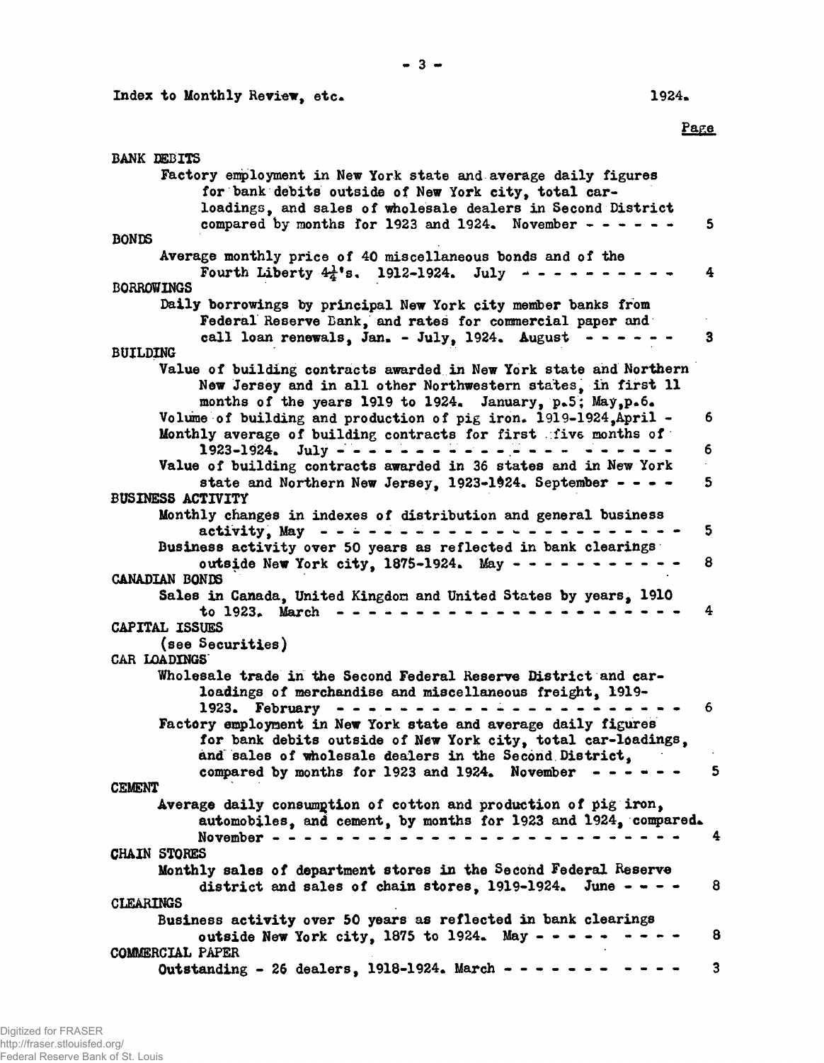Index to Monthly Review, etc. 1924.

Page

**BANK DEBITS**

Factory employment in New York state and average daily figures for bank debits outside of New York city, total car-loadings, and sales of wholesale dealers in Second District compared by months for 1923 and 1924. November - - - - - - 5

**BONDS**

Average monthly price of 40 miscellaneous bonds and of the Fourth Liberty $4\frac{1}{4}$'s. 1912-1924. July - - - - - - - - - - 4

**BORROWINGS**

Daily borrowings by principal New York city member banks from Federal Reserve Bank, and rates for commercial paper and call loan renewals, Jan. - July, 1924. August - - - - - - 3

**BUILDING**

Value of building contracts awarded in New York state and Northern New Jersey and in all other Northwestern states, in first 11 months of the years 1919 to 1924. January, p.5; May, p.6.

Volume of building and production of pig iron. 1919-1924, April - 6

Monthly average of building contracts for first five months of 1923-1924. July - - - - - - - - - - - - - - - - - - - - - 6

Value of building contracts awarded in 36 states and in New York state and Northern New Jersey, 1923-1924. September - - - - 5

**BUSINESS ACTIVITY**

Monthly changes in indexes of distribution and general business activity, May - - - - - - - - - - - - - - - - - - - - - - - 5

Business activity over 50 years as reflected in bank clearings outside New York city, 1875-1924. May - - - - - - - - - - - 8

**CANADIAN BONDS**

Sales in Canada, United Kingdom and United States by years, 1910 to 1923. March - - - - - - - - - - - - - - - - - - - - - 4

**CAPITAL ISSUES**

(see Securities)

**CAR LOADINGS**

Wholesale trade in the Second Federal Reserve District and car-loadings of merchandise and miscellaneous freight, 1919-1923. February - - - - - - - - - - - - - - - - - - - - - 6

Factory employment in New York state and average daily figures for bank debits outside of New York city, total car-loadings, and sales of wholesale dealers in the Second District, compared by months for 1923 and 1924. November - - - - - - 5

**CEMENT**

Average daily consumption of cotton and production of pig iron, automobiles, and cement, by months for 1923 and 1924, compared. November - - - - - - - - - - - - - - - - - - - - - - - - - 4

**CHAIN STORES**

Monthly sales of department stores in the Second Federal Reserve district and sales of chain stores, 1919-1924. June - - - - 8

**CLEARINGS**

Business activity over 50 years as reflected in bank clearings outside New York city, 1875 to 1924. May - - - - - - - - - 8

**COMMERCIAL PAPER**

Outstanding - 26 dealers, 1918-1924. March - - - - - - - - - - - 3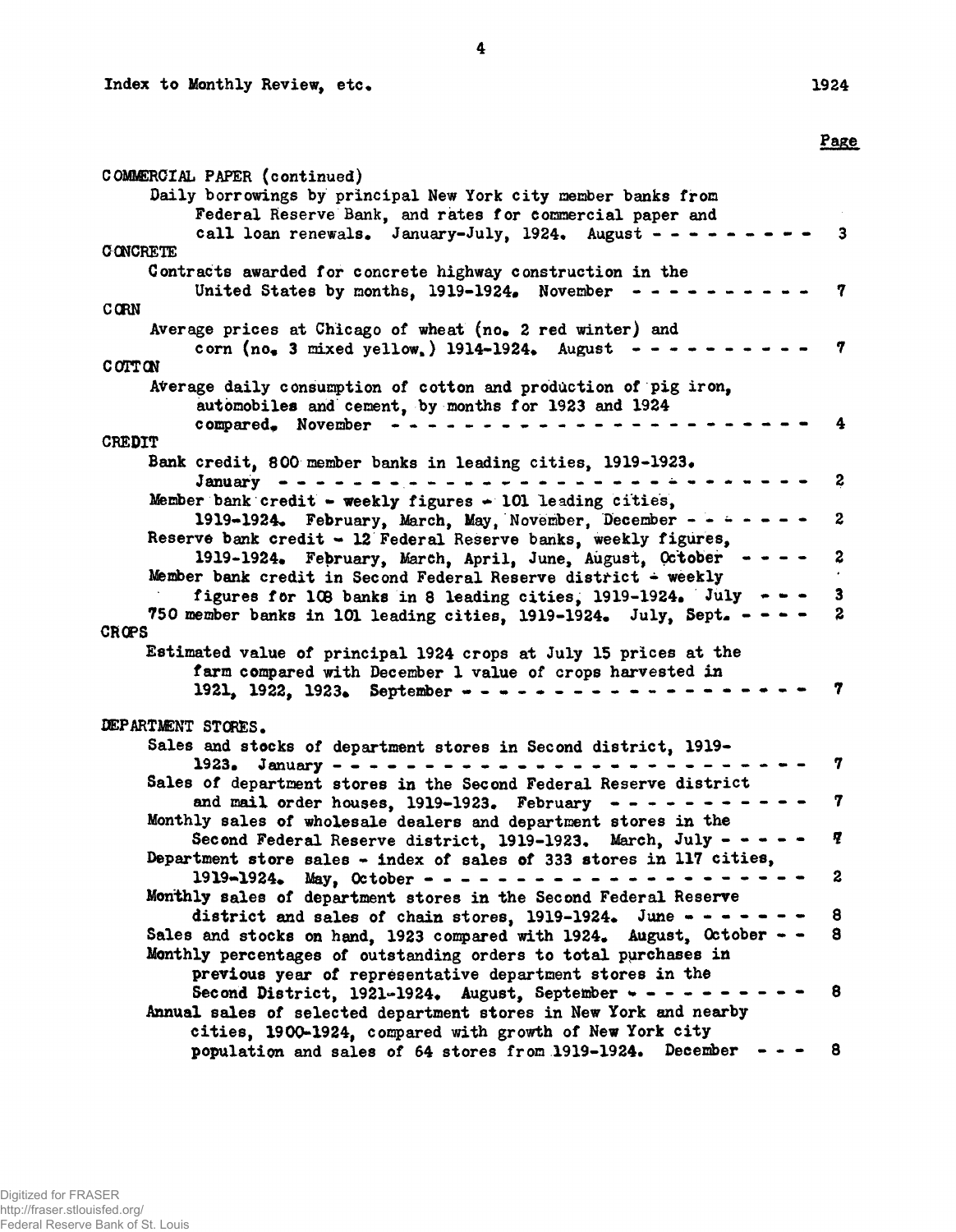Index to Monthly Review, etc. 1924

| | Page |
|---|---|
| **COMMERCIAL PAPER (continued)** | |
| Daily borrowings by principal New York city member banks from Federal Reserve Bank, and rates for commercial paper and call loan renewals. January-July, 1924. August | 3 |
| **CONCRETE** | |
| Contracts awarded for concrete highway construction in the United States by months, 1919-1924. November | 7 |
| **CORN** | |
| Average prices at Chicago of wheat (no. 2 red winter) and corn (no. 3 mixed yellow.) 1914-1924. August | 7 |
| **COTTON** | |
| Average daily consumption of cotton and production of pig iron, automobiles and cement, by months for 1923 and 1924 compared. November | 4 |
| **CREDIT** | |
| Bank credit, 800 member banks in leading cities, 1919-1923. January | 2 |
| Member bank credit - weekly figures - 101 leading cities, 1919-1924. February, March, May, November, December | 2 |
| Reserve bank credit - 12 Federal Reserve banks, weekly figures, 1919-1924. February, March, April, June, August, October | 2 |
| Member bank credit in Second Federal Reserve district - weekly figures for 108 banks in 8 leading cities, 1919-1924. July | 3 |
| 750 member banks in 101 leading cities, 1919-1924. July, Sept. | 2 |
| **CROPS** | |
| Estimated value of principal 1924 crops at July 15 prices at the farm compared with December 1 value of crops harvested in 1921, 1922, 1923. September | 7 |
| **DEPARTMENT STORES.** | |
| Sales and stocks of department stores in Second district, 1919-1923. January | 7 |
| Sales of department stores in the Second Federal Reserve district and mail order houses, 1919-1923. February | 7 |
| Monthly sales of wholesale dealers and department stores in the Second Federal Reserve district, 1919-1923. March, July | 7 |
| Department store sales - index of sales of 333 stores in 117 cities, 1919-1924. May, October | 2 |
| Monthly sales of department stores in the Second Federal Reserve district and sales of chain stores, 1919-1924. June | 8 |
| Sales and stocks on hand, 1923 compared with 1924. August, October | 8 |
| Monthly percentages of outstanding orders to total purchases in previous year of representative department stores in the Second District, 1921-1924. August, September | 8 |
| Annual sales of selected department stores in New York and nearby cities, 1900-1924, compared with growth of New York city population and sales of 64 stores from 1919-1924. December | 8 |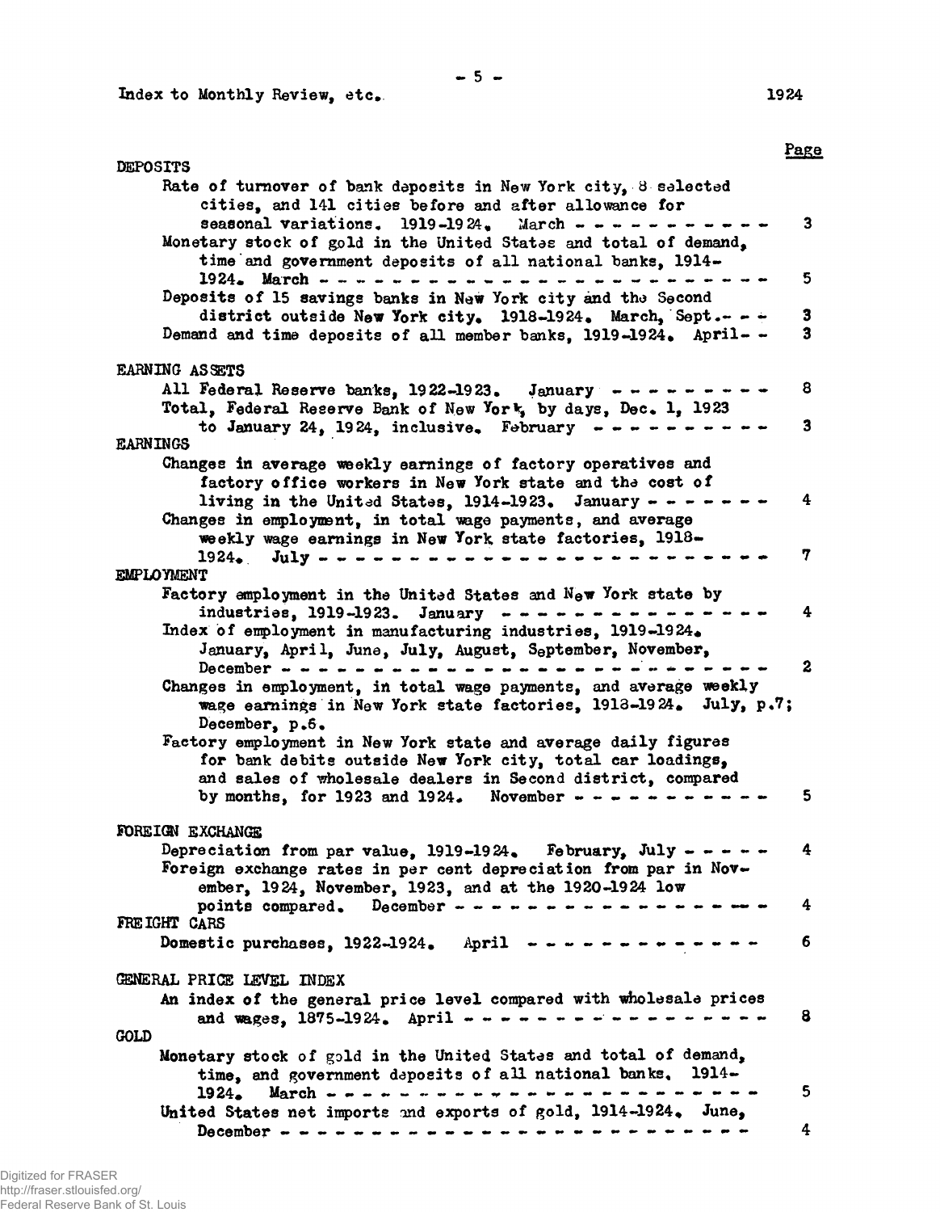Index to Monthly Review, etc. 1924

| | Page |
|---|---|
| **DEPOSITS** | |
| Rate of turnover of bank deposits in New York city, 8 selected cities, and 141 cities before and after allowance for seasonal variations. 1919-1924. March | 3 |
| Monetary stock of gold in the United States and total of demand, time and government deposits of all national banks, 1914-1924. March | 5 |
| Deposits of 15 savings banks in New York city and the Second district outside New York city. 1918-1924. March, Sept. | 3 |
| Demand and time deposits of all member banks, 1919-1924. April | 3 |
| **EARNING ASSETS** | |
| All Federal Reserve banks, 1922-1923. January | 8 |
| Total, Federal Reserve Bank of New York, by days, Dec. 1, 1923 to January 24, 1924, inclusive. February | 3 |
| **EARNINGS** | |
| Changes in average weekly earnings of factory operatives and factory office workers in New York state and the cost of living in the United States, 1914-1923. January | 4 |
| Changes in employment, in total wage payments, and average weekly wage earnings in New York state factories, 1918-1924. July | 7 |
| **EMPLOYMENT** | |
| Factory employment in the United States and New York state by industries, 1919-1923. January | 4 |
| Index of employment in manufacturing industries, 1919-1924. January, April, June, July, August, September, November, December | 2 |
| Changes in employment, in total wage payments, and average weekly wage earnings in New York state factories, 1918-1924. July, p.7; December, p.6. | |
| Factory employment in New York state and average daily figures for bank debits outside New York city, total car loadings, and sales of wholesale dealers in Second district, compared by months, for 1923 and 1924. November | 5 |
| **FOREIGN EXCHANGE** | |
| Depreciation from par value, 1919-1924. February, July | 4 |
| Foreign exchange rates in per cent depreciation from par in November, 1924, November, 1923, and at the 1920-1924 low points compared. December | 4 |
| **FREIGHT CARS** | |
| Domestic purchases, 1922-1924. April | 6 |
| **GENERAL PRICE LEVEL INDEX** | |
| An index of the general price level compared with wholesale prices and wages, 1875-1924. April | 8 |
| **GOLD** | |
| Monetary stock of gold in the United States and total of demand, time, and government deposits of all national banks. 1914-1924. March | 5 |
| United States net imports and exports of gold, 1914-1924. June, December | 4 |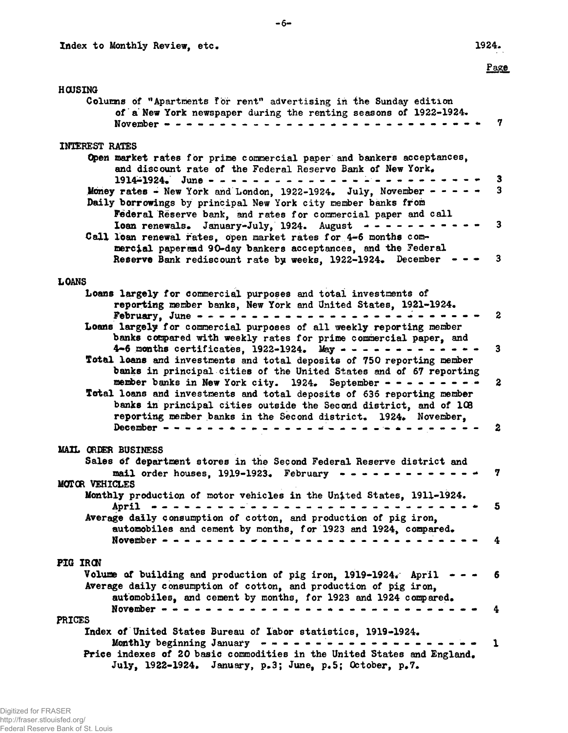Index to Monthly Review, etc. 1924.

Page

**HOUSING**

Columns of "Apartments for rent" advertising in the Sunday edition of a New York newspaper during the renting seasons of 1922-1924. November - - - - - - - - - - - - - - - - - - - - - - - - - - - - - - 7

**INTEREST RATES**

Open market rates for prime commercial paper and bankers acceptances, and discount rate of the Federal Reserve Bank of New York, 1914-1924. June - - - - - - - - - - - - - - - - - - - - - - - - - - 3

Money rates - New York and London, 1922-1924. July, November - - - - - 3

Daily borrowings by principal New York city member banks from Federal Reserve bank, and rates for commercial paper and call loan renewals. January-July, 1924. August - - - - - - - - - - - 3

Call loan renewal rates, open market rates for 4-6 months commercial paper and 90-day bankers acceptances, and the Federal Reserve Bank rediscount rate by weeks, 1922-1924. December - - - 3

**LOANS**

Loans largely for commercial purposes and total investments of reporting member banks, New York and United States, 1921-1924. February, June - - - - - - - - - - - - - - - - - - - - - - - - - 2

Loans largely for commercial purposes of all weekly reporting member banks compared with weekly rates for prime commercial paper, and 4-6 months certificates, 1922-1924. May - - - - - - - - - - - - - 3

Total loans and investments and total deposits of 750 reporting member banks in principal cities of the United States and of 67 reporting member banks in New York city. 1924. September - - - - - - - - - 2

Total loans and investments and total deposits of 636 reporting member banks in principal cities outside the Second district, and of 108 reporting member banks in the Second district. 1924. November, December - - - - - - - - - - - - - - - - - - - - - - - - - - - - - 2

**MAIL ORDER BUSINESS**

Sales of department stores in the Second Federal Reserve district and mail order houses, 1919-1923. February - - - - - - - - - - - - - 7

**MOTOR VEHICLES**

Monthly production of motor vehicles in the United States, 1911-1924. April - - - - - - - - - - - - - - - - - - - - - - - - - - - - - - - 5

Average daily consumption of cotton, and production of pig iron, automobiles and cement by months, for 1923 and 1924, compared. November - - - - - - - - - - - - - - - - - - - - - - - - - - - - - 4

**PIG IRON**

Volume of building and production of pig iron, 1919-1924. April - - - 6

Average daily consumption of cotton, and production of pig iron, automobiles, and cement by months, for 1923 and 1924 compared. November - - - - - - - - - - - - - - - - - - - - - - - - - - - - - 4

**PRICES**

Index of United States Bureau of Labor statistics, 1919-1924. Monthly beginning January - - - - - - - - - - - - - - - - - - - - - 1

Price indexes of 20 basic commodities in the United States and England. July, 1922-1924. January, p.3; June, p.5; October, p.7.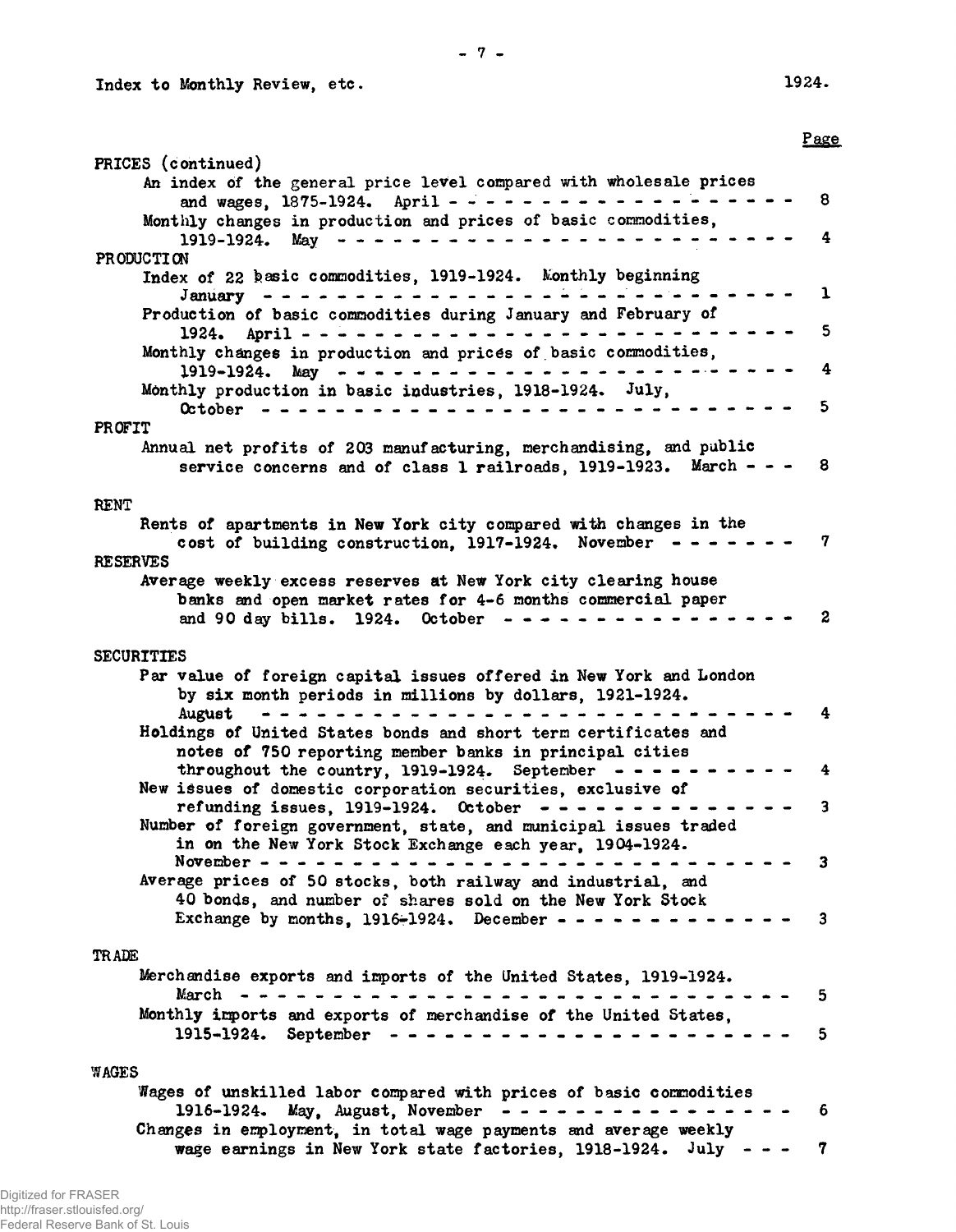Index to Monthly Review, etc. 1924.

| | Page |
|---|---|
| PRICES (continued) | |
| An index of the general price level compared with wholesale prices and wages, 1875-1924. April | 8 |
| Monthly changes in production and prices of basic commodities, 1919-1924. May | 4 |
| PRODUCTION | |
| Index of 22 basic commodities, 1919-1924. Monthly beginning January | 1 |
| Production of basic commodities during January and February of 1924. April | 5 |
| Monthly changes in production and prices of basic commodities, 1919-1924. May | 4 |
| Monthly production in basic industries, 1918-1924. July, October | 5 |
| PROFIT | |
| Annual net profits of 203 manufacturing, merchandising, and public service concerns and of class 1 railroads, 1919-1923. March | 8 |
| RENT | |
| Rents of apartments in New York city compared with changes in the cost of building construction, 1917-1924. November | 7 |
| RESERVES | |
| Average weekly excess reserves at New York city clearing house banks and open market rates for 4-6 months commercial paper and 90 day bills. 1924. October | 2 |
| SECURITIES | |
| Par value of foreign capital issues offered in New York and London by six month periods in millions by dollars, 1921-1924. August | 4 |
| Holdings of United States bonds and short term certificates and notes of 750 reporting member banks in principal cities throughout the country, 1919-1924. September | 4 |
| New issues of domestic corporation securities, exclusive of refunding issues, 1919-1924. October | 3 |
| Number of foreign government, state, and municipal issues traded in on the New York Stock Exchange each year, 1904-1924. November | 3 |
| Average prices of 50 stocks, both railway and industrial, and 40 bonds, and number of shares sold on the New York Stock Exchange by months, 1916-1924. December | 3 |
| TRADE | |
| Merchandise exports and imports of the United States, 1919-1924. March | 5 |
| Monthly imports and exports of merchandise of the United States, 1915-1924. September | 5 |
| WAGES | |
| Wages of unskilled labor compared with prices of basic commodities 1916-1924. May, August, November | 6 |
| Changes in employment, in total wage payments and average weekly wage earnings in New York state factories, 1918-1924. July | 7 |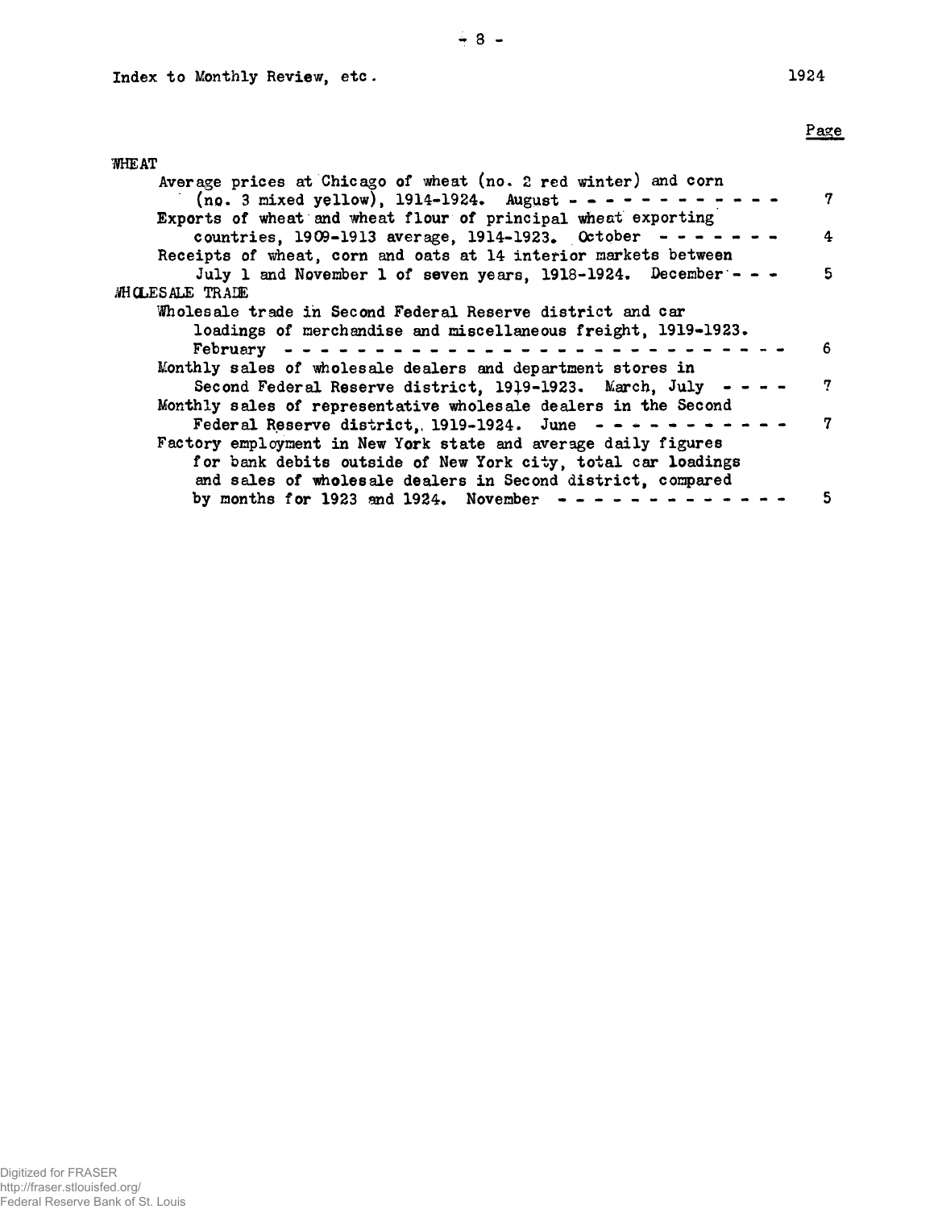Index to Monthly Review, etc. 1924

| | Page |
|---|---|
| **WHEAT** | |
| Average prices at Chicago of wheat (no. 2 red winter) and corn (no. 3 mixed yellow), 1914-1924. August | 7 |
| Exports of wheat and wheat flour of principal wheat exporting countries, 1909-1913 average, 1914-1923. October | 4 |
| Receipts of wheat, corn and oats at 14 interior markets between July 1 and November 1 of seven years, 1918-1924. December | 5 |
| **WHOLESALE TRADE** | |
| Wholesale trade in Second Federal Reserve district and car loadings of merchandise and miscellaneous freight, 1919-1923. February | 6 |
| Monthly sales of wholesale dealers and department stores in Second Federal Reserve district, 1919-1923. March, July | 7 |
| Monthly sales of representative wholesale dealers in the Second Federal Reserve district, 1919-1924. June | 7 |
| Factory employment in New York state and average daily figures for bank debits outside of New York city, total car loadings and sales of wholesale dealers in Second district, compared by months for 1923 and 1924. November | 5 |